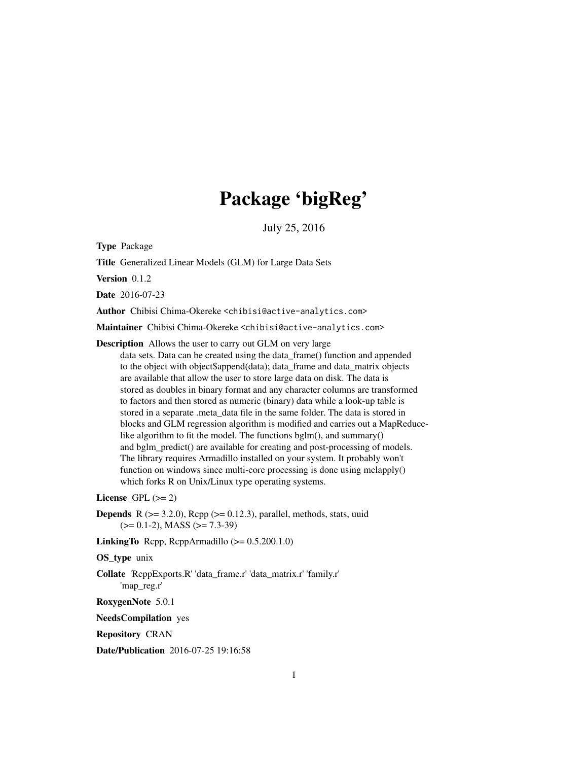# Package 'bigReg'

July 25, 2016

**Type** Package

**Title** Generalized Linear Models (GLM) for Large Data Sets

**Version** 0.1.2

**Date** 2016-07-23

**Author** Chibisi Chima-Okereke <chibisi@active-analytics.com>

**Maintainer** Chibisi Chima-Okereke <chibisi@active-analytics.com>

**Description** Allows the user to carry out GLM on very large data sets. Data can be created using the data_frame() function and appended to the object with object$append(data); data_frame and data_matrix objects are available that allow the user to store large data on disk. The data is stored as doubles in binary format and any character columns are transformed to factors and then stored as numeric (binary) data while a look-up table is stored in a separate .meta_data file in the same folder. The data is stored in blocks and GLM regression algorithm is modified and carries out a MapReduce-like algorithm to fit the model. The functions bglm(), and summary() and bglm_predict() are available for creating and post-processing of models. The library requires Armadillo installed on your system. It probably won't function on windows since multi-core processing is done using mclapply() which forks R on Unix/Linux type operating systems.

**License** GPL (>= 2)

**Depends** R (>= 3.2.0), Rcpp (>= 0.12.3), parallel, methods, stats, uuid (>= 0.1-2), MASS (>= 7.3-39)

**LinkingTo** Rcpp, RcppArmadillo (>= 0.5.200.1.0)

**OS_type** unix

**Collate** 'RcppExports.R' 'data_frame.r' 'data_matrix.r' 'family.r' 'map_reg.r'

**RoxygenNote** 5.0.1

**NeedsCompilation** yes

**Repository** CRAN

**Date/Publication** 2016-07-25 19:16:58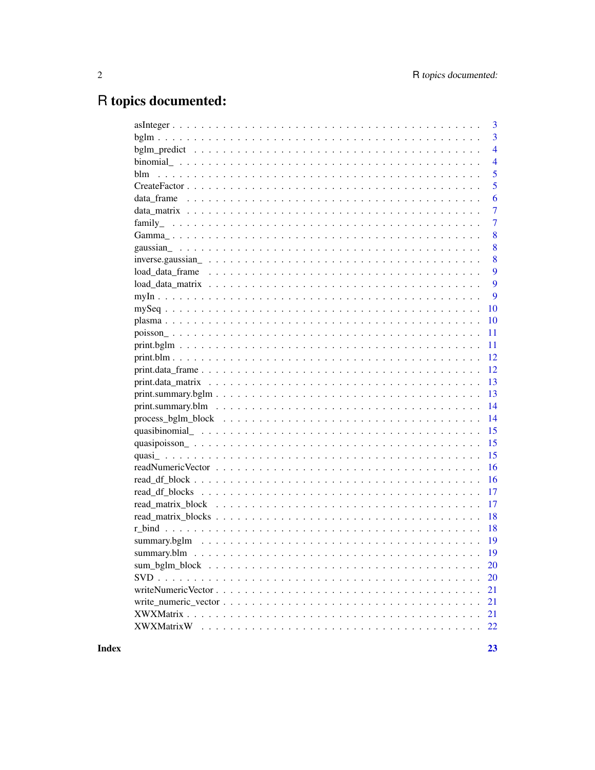# R topics documented:

| | |
|---|---|
| asInteger | 3 |
| bglm | 3 |
| bglm_predict | 4 |
| binomial_ | 4 |
| blm | 5 |
| CreateFactor | 5 |
| data_frame | 6 |
| data_matrix | 7 |
| family_ | 7 |
| Gamma_ | 8 |
| gaussian_ | 8 |
| inverse.gaussian_ | 8 |
| load_data_frame | 9 |
| load_data_matrix | 9 |
| myIn | 9 |
| mySeq | 10 |
| plasma | 10 |
| poisson_ | 11 |
| print.bglm | 11 |
| print.blm | 12 |
| print.data_frame | 12 |
| print.data_matrix | 13 |
| print.summary.bglm | 13 |
| print.summary.blm | 14 |
| process_bglm_block | 14 |
| quasibinomial_ | 15 |
| quasipoisson_ | 15 |
| quasi_ | 15 |
| readNumericVector | 16 |
| read_df_block | 16 |
| read_df_blocks | 17 |
| read_matrix_block | 17 |
| read_matrix_blocks | 18 |
| r_bind | 18 |
| summary.bglm | 19 |
| summary.blm | 19 |
| sum_bglm_block | 20 |
| SVD | 20 |
| writeNumericVector | 21 |
| write_numeric_vector | 21 |
| XWXMatrix | 21 |
| XWXMatrixW | 22 |

**Index** 23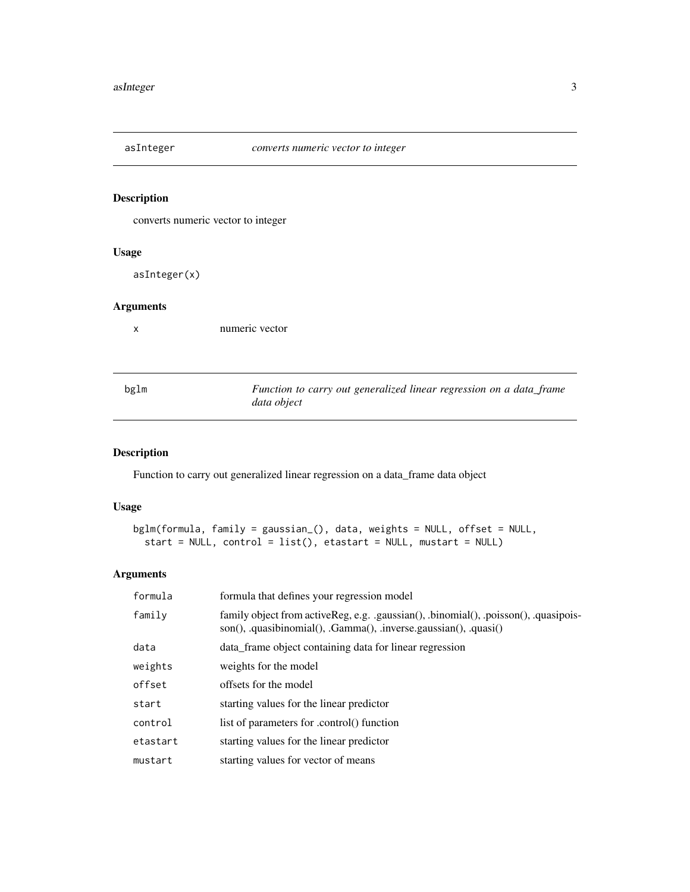## asInteger — *converts numeric vector to integer*

### Description

converts numeric vector to integer

### Usage

```
asInteger(x)
```

### Arguments

| | |
|---|---|
| `x` | numeric vector |

## bglm — *Function to carry out generalized linear regression on a data_frame data object*

### Description

Function to carry out generalized linear regression on a data_frame data object

### Usage

```
bglm(formula, family = gaussian_(), data, weights = NULL, offset = NULL,
  start = NULL, control = list(), etastart = NULL, mustart = NULL)
```

### Arguments

| | |
|---|---|
| `formula` | formula that defines your regression model |
| `family` | family object from activeReg, e.g. .gaussian(), .binomial(), .poisson(), .quasipoisson(), .quasibinomial(), .Gamma(), .inverse.gaussian(), .quasi() |
| `data` | data_frame object containing data for linear regression |
| `weights` | weights for the model |
| `offset` | offsets for the model |
| `start` | starting values for the linear predictor |
| `control` | list of parameters for .control() function |
| `etastart` | starting values for the linear predictor |
| `mustart` | starting values for vector of means |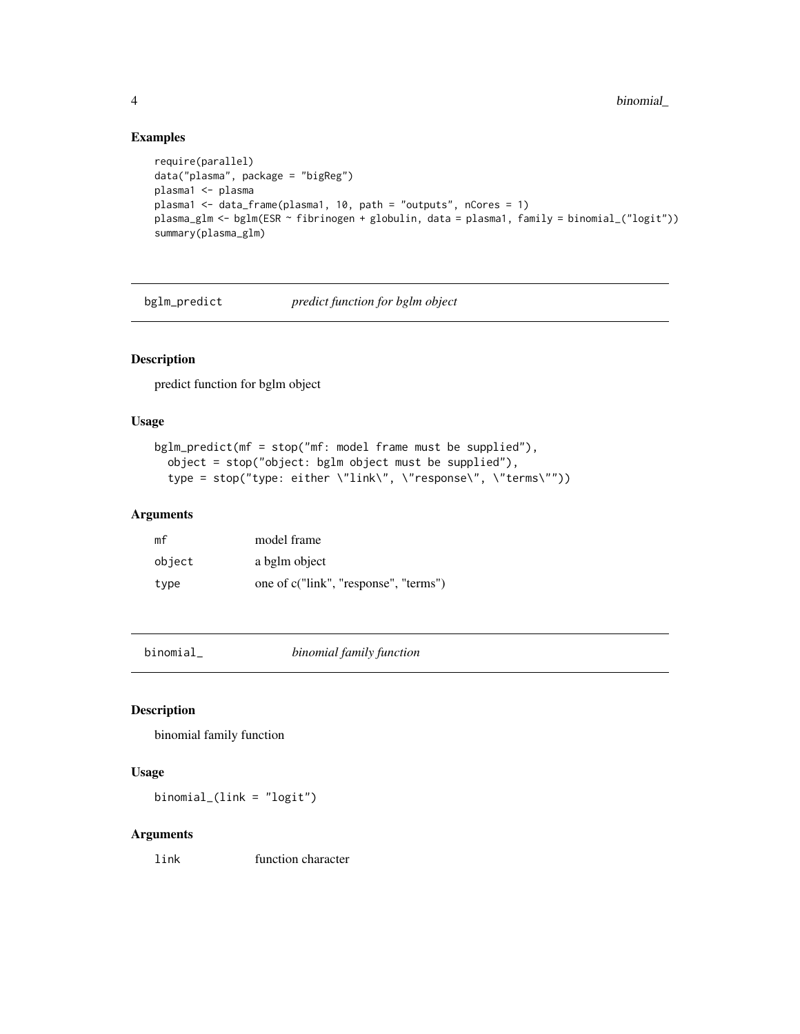## Examples

```
require(parallel)
data("plasma", package = "bigReg")
plasma1 <- plasma
plasma1 <- data_frame(plasma1, 10, path = "outputs", nCores = 1)
plasma_glm <- bglm(ESR ~ fibrinogen + globulin, data = plasma1, family = binomial_("logit"))
summary(plasma_glm)
```

---

# bglm_predict — *predict function for bglm object*

---

## Description

predict function for bglm object

## Usage

```
bglm_predict(mf = stop("mf: model frame must be supplied"),
  object = stop("object: bglm object must be supplied"),
  type = stop("type: either \"link\", \"response\", \"terms\""))
```

## Arguments

| | |
|---|---|
| `mf` | model frame |
| `object` | a bglm object |
| `type` | one of c("link", "response", "terms") |

---

# binomial_ — *binomial family function*

---

## Description

binomial family function

## Usage

```
binomial_(link = "logit")
```

## Arguments

| | |
|---|---|
| `link` | function character |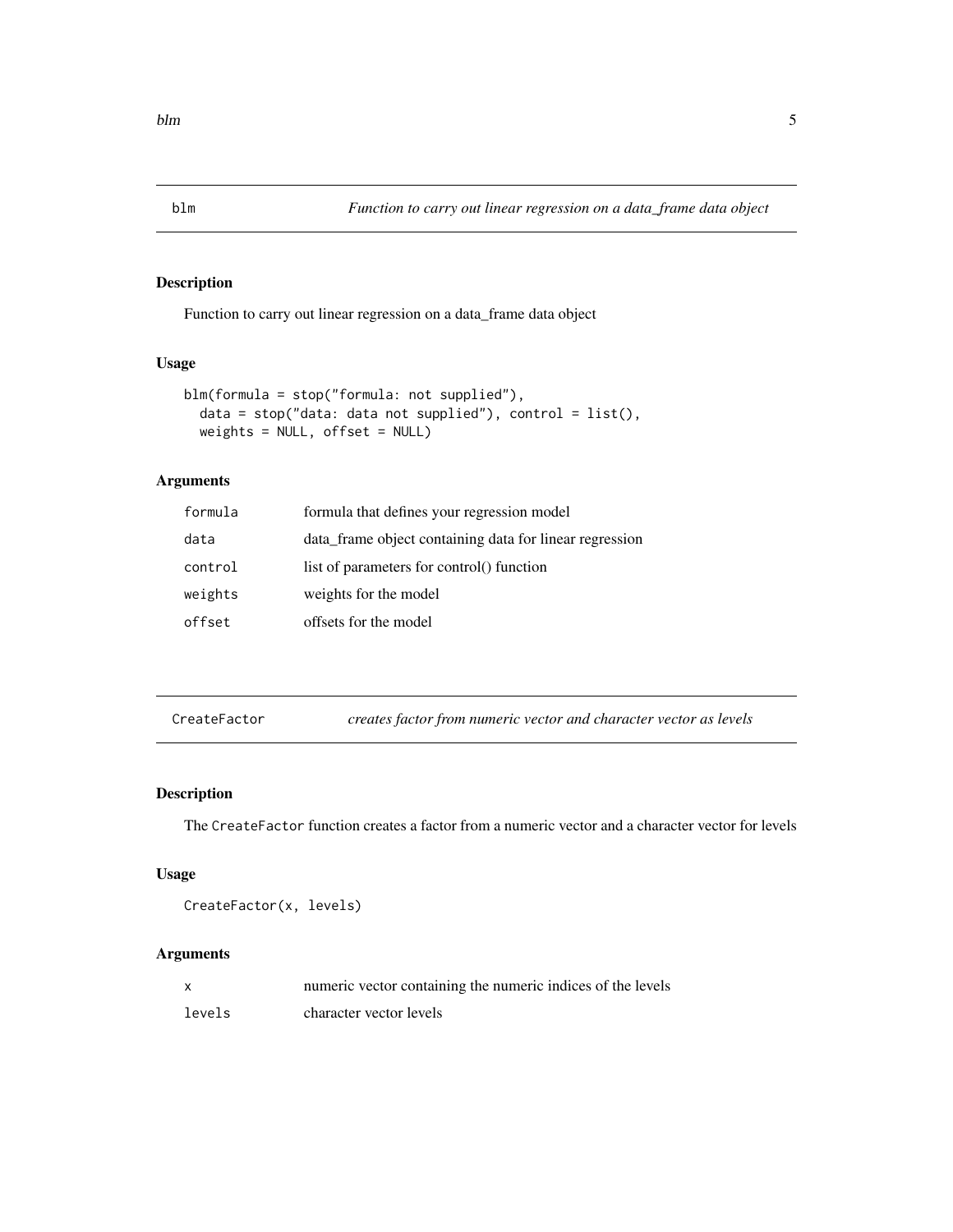## blm — *Function to carry out linear regression on a data_frame data object*

### Description

Function to carry out linear regression on a data_frame data object

### Usage

```
blm(formula = stop("formula: not supplied"),
  data = stop("data: data not supplied"), control = list(),
  weights = NULL, offset = NULL)
```

### Arguments

| | |
|---|---|
| `formula` | formula that defines your regression model |
| `data` | data_frame object containing data for linear regression |
| `control` | list of parameters for control() function |
| `weights` | weights for the model |
| `offset` | offsets for the model |

## CreateFactor — *creates factor from numeric vector and character vector as levels*

### Description

The `CreateFactor` function creates a factor from a numeric vector and a character vector for levels

### Usage

```
CreateFactor(x, levels)
```

### Arguments

| | |
|---|---|
| `x` | numeric vector containing the numeric indices of the levels |
| `levels` | character vector levels |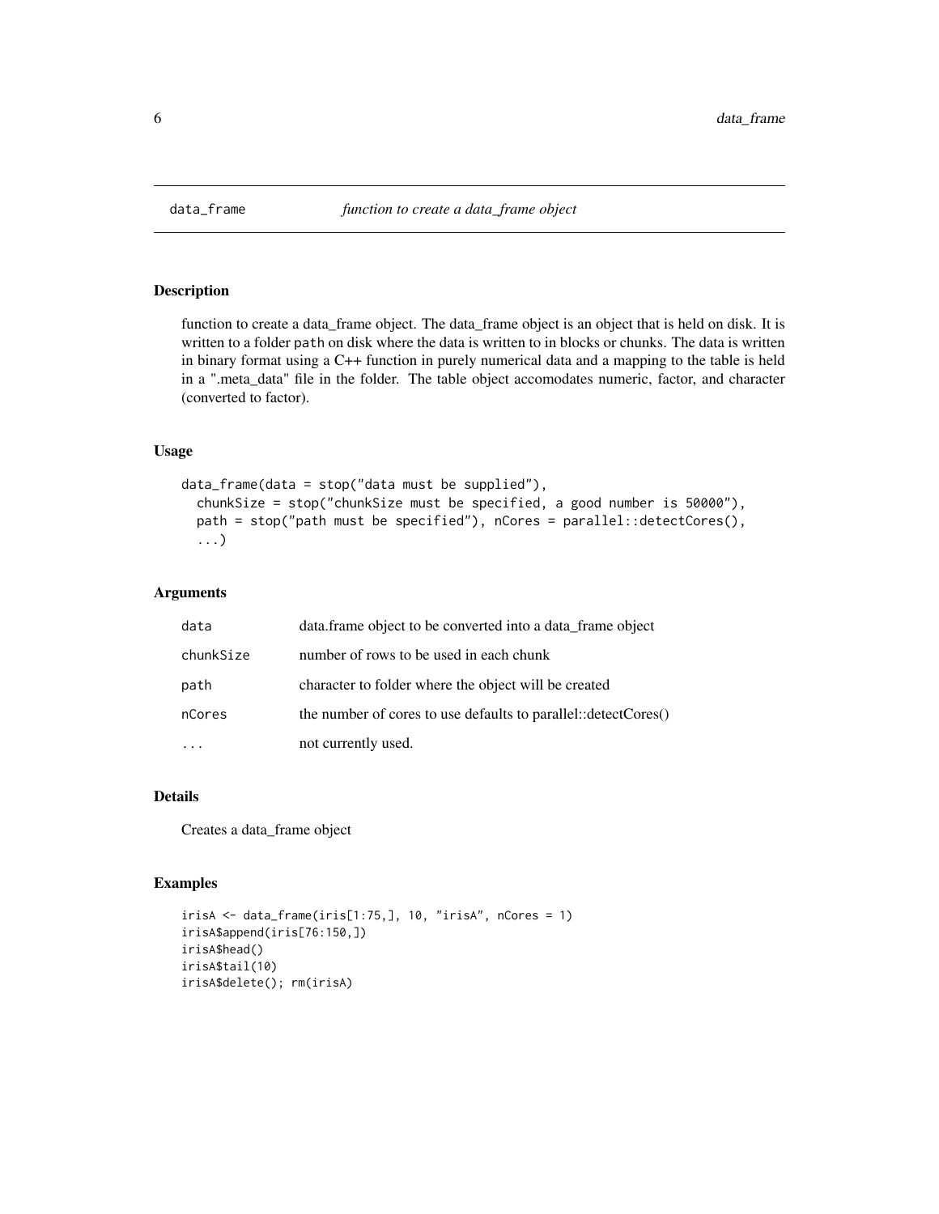# data_frame — *function to create a data_frame object*

## Description

function to create a data_frame object. The data_frame object is an object that is held on disk. It is written to a folder `path` on disk where the data is written to in blocks or chunks. The data is written in binary format using a C++ function in purely numerical data and a mapping to the table is held in a ".meta_data" file in the folder. The table object accomodates numeric, factor, and character (converted to factor).

## Usage

```
data_frame(data = stop("data must be supplied"),
  chunkSize = stop("chunkSize must be specified, a good number is 50000"),
  path = stop("path must be specified"), nCores = parallel::detectCores(),
  ...)
```

## Arguments

| | |
|---|---|
| `data` | data.frame object to be converted into a data_frame object |
| `chunkSize` | number of rows to be used in each chunk |
| `path` | character to folder where the object will be created |
| `nCores` | the number of cores to use defaults to parallel::detectCores() |
| `...` | not currently used. |

## Details

Creates a data_frame object

## Examples

```
irisA <- data_frame(iris[1:75,], 10, "irisA", nCores = 1)
irisA$append(iris[76:150,])
irisA$head()
irisA$tail(10)
irisA$delete(); rm(irisA)
```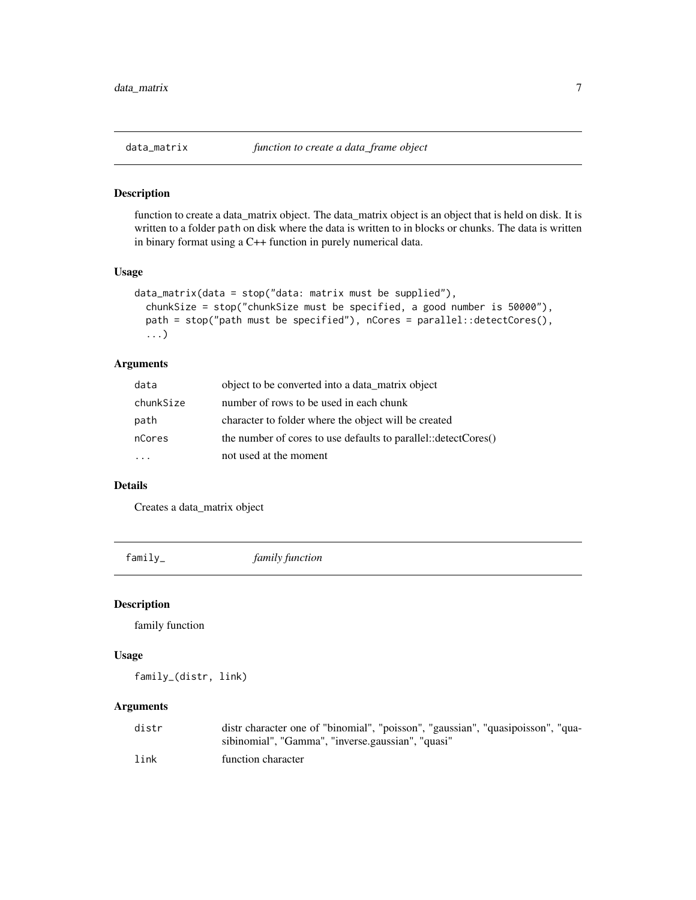## data_matrix *function to create a data_frame object*

### Description

function to create a data_matrix object. The data_matrix object is an object that is held on disk. It is written to a folder `path` on disk where the data is written to in blocks or chunks. The data is written in binary format using a C++ function in purely numerical data.

### Usage

```
data_matrix(data = stop("data: matrix must be supplied"),
  chunkSize = stop("chunkSize must be specified, a good number is 50000"),
  path = stop("path must be specified"), nCores = parallel::detectCores(),
  ...)
```

### Arguments

| | |
|---|---|
| `data` | object to be converted into a data_matrix object |
| `chunkSize` | number of rows to be used in each chunk |
| `path` | character to folder where the object will be created |
| `nCores` | the number of cores to use defaults to parallel::detectCores() |
| `...` | not used at the moment |

### Details

Creates a data_matrix object

## family_ *family function*

### Description

family function

### Usage

```
family_(distr, link)
```

### Arguments

| | |
|---|---|
| `distr` | distr character one of "binomial", "poisson", "gaussian", "quasipoisson", "quasibinomial", "Gamma", "inverse.gaussian", "quasi" |
| `link` | function character |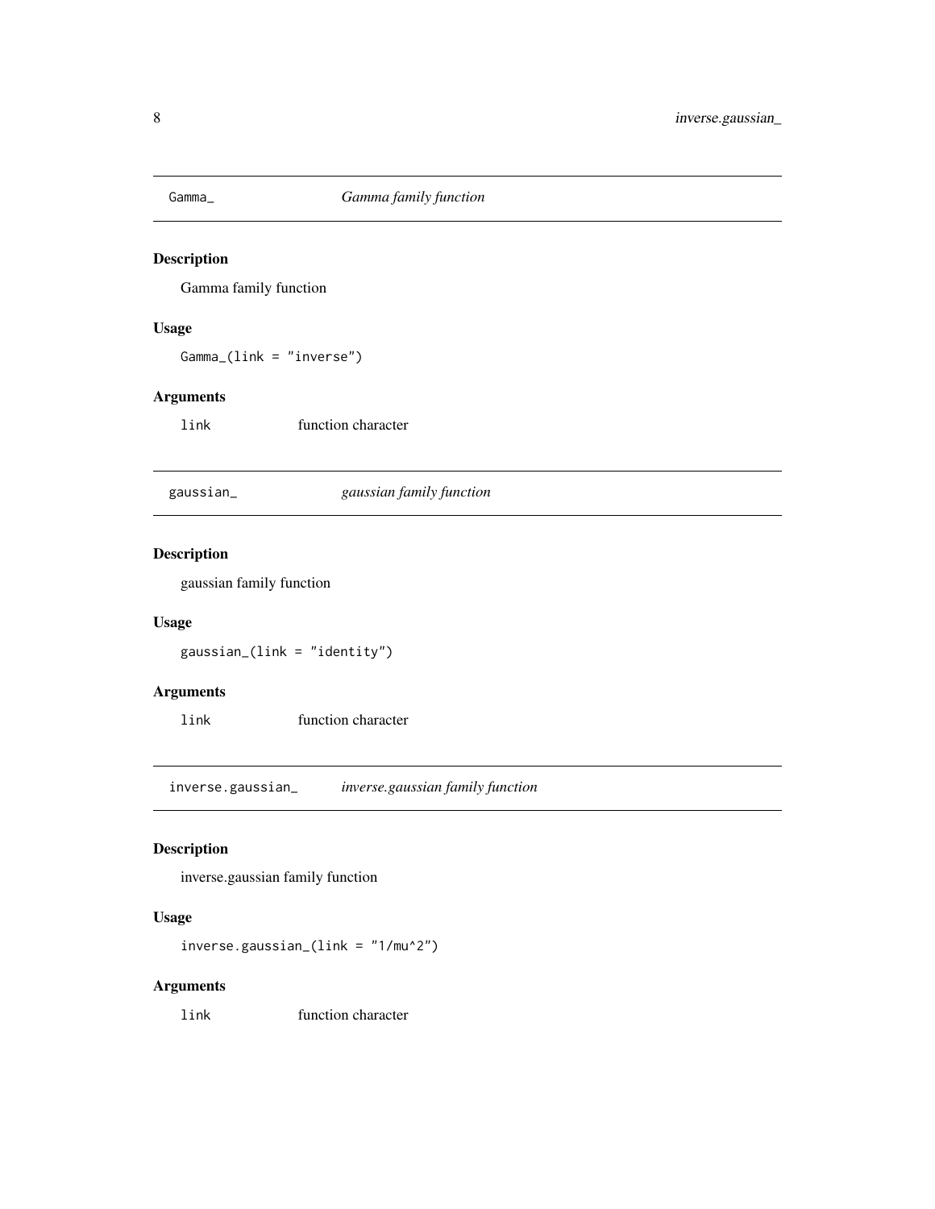## Gamma_ *Gamma family function*

### Description

Gamma family function

### Usage

```
Gamma_(link = "inverse")
```

### Arguments

| | |
|---|---|
| link | function character |

## gaussian_ *gaussian family function*

### Description

gaussian family function

### Usage

```
gaussian_(link = "identity")
```

### Arguments

| | |
|---|---|
| link | function character |

## inverse.gaussian_ *inverse.gaussian family function*

### Description

inverse.gaussian family function

### Usage

```
inverse.gaussian_(link = "1/mu^2")
```

### Arguments

| | |
|---|---|
| link | function character |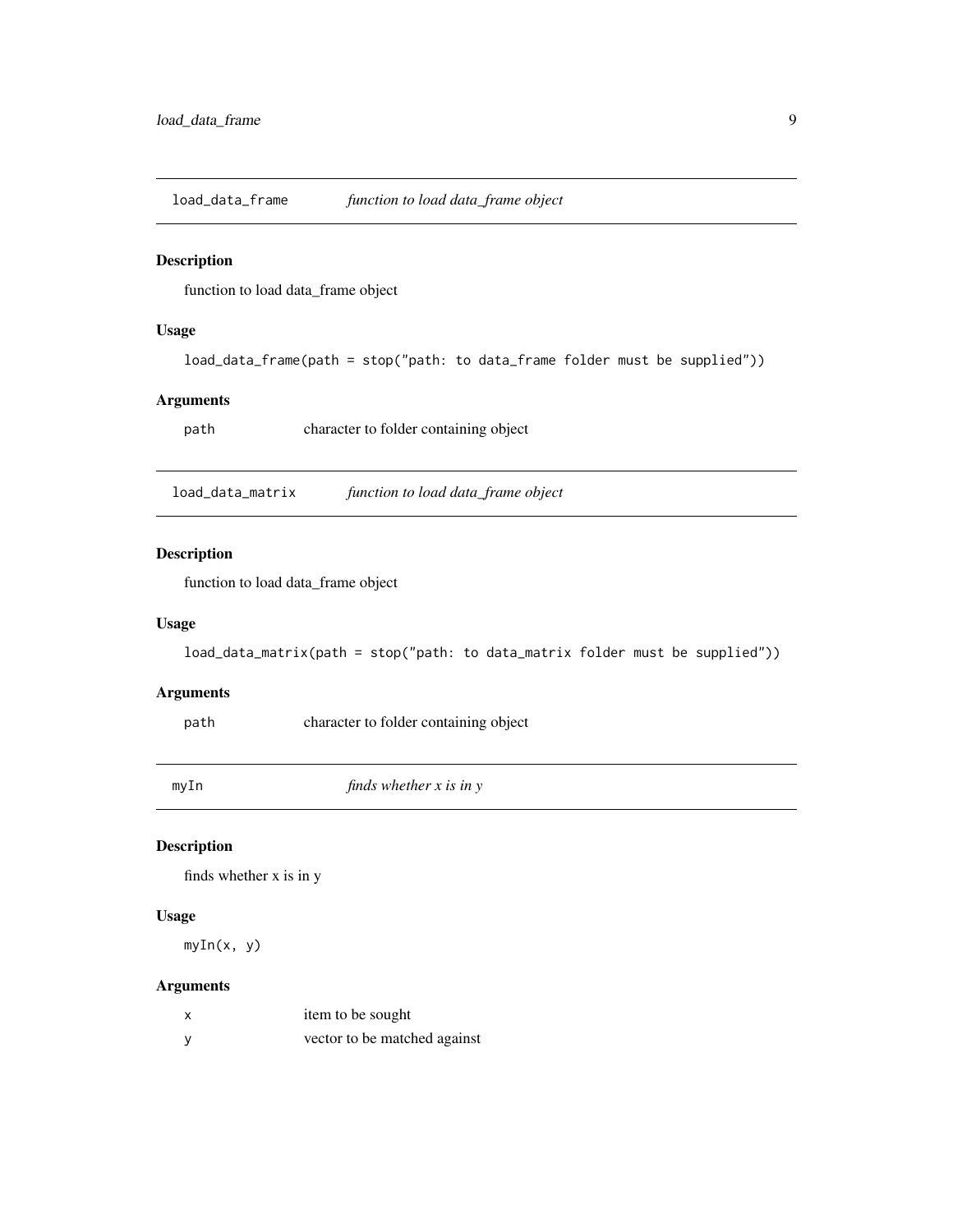## load_data_frame — *function to load data_frame object*

### Description

function to load data_frame object

### Usage

```
load_data_frame(path = stop("path: to data_frame folder must be supplied"))
```

### Arguments

| | |
|---|---|
| path | character to folder containing object |

## load_data_matrix — *function to load data_frame object*

### Description

function to load data_frame object

### Usage

```
load_data_matrix(path = stop("path: to data_matrix folder must be supplied"))
```

### Arguments

| | |
|---|---|
| path | character to folder containing object |

## myIn — *finds whether x is in y*

### Description

finds whether x is in y

### Usage

```
myIn(x, y)
```

### Arguments

| | |
|---|---|
| x | item to be sought |
| y | vector to be matched against |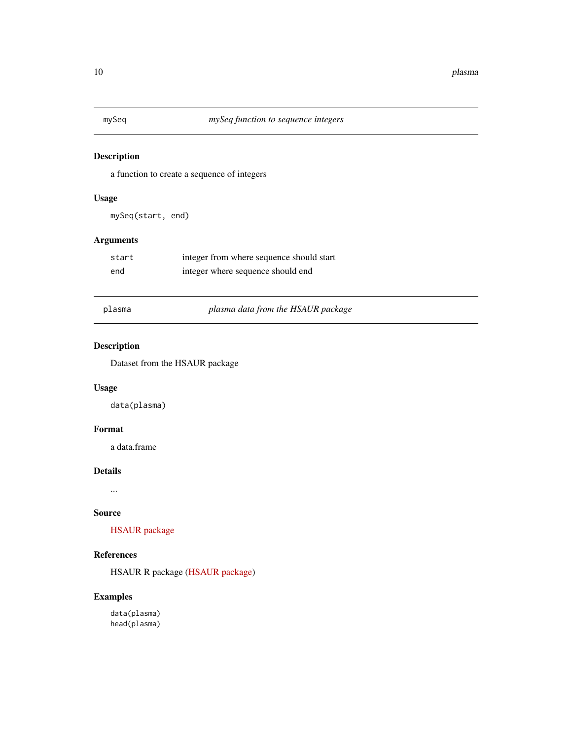## `mySeq` — *mySeq function to sequence integers*

### Description

a function to create a sequence of integers

### Usage

```
mySeq(start, end)
```

### Arguments

| | |
|---|---|
| `start` | integer from where sequence should start |
| `end` | integer where sequence should end |

## `plasma` — *plasma data from the HSAUR package*

### Description

Dataset from the HSAUR package

### Usage

```
data(plasma)
```

### Format

a data.frame

### Details

...

### Source

HSAUR package

### References

HSAUR R package (HSAUR package)

### Examples

```
data(plasma)
head(plasma)
```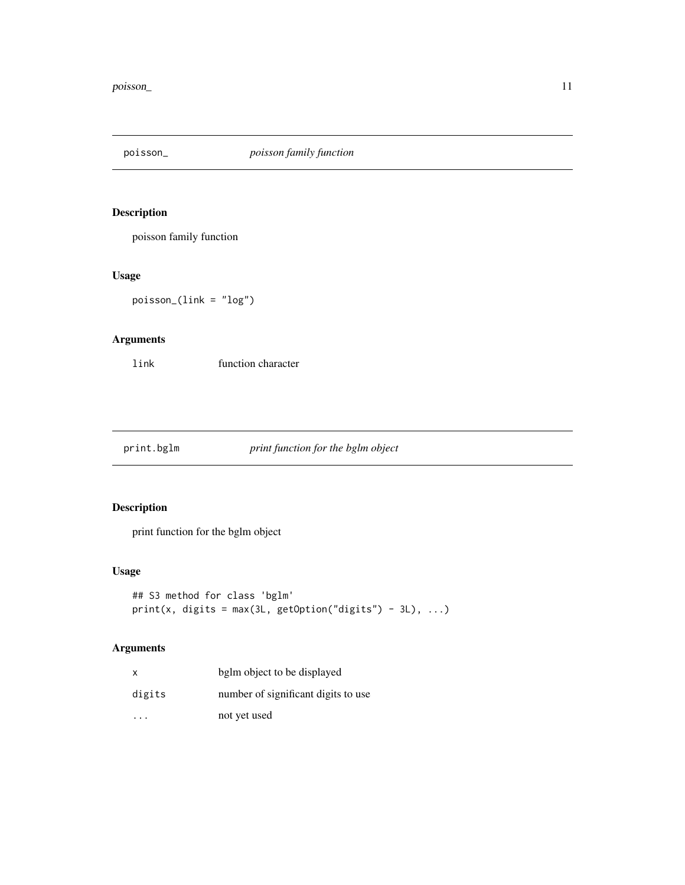## poisson_ *poisson family function*

### Description

poisson family function

### Usage

```
poisson_(link = "log")
```

### Arguments

| | |
|---|---|
| link | function character |

## print.bglm *print function for the bglm object*

### Description

print function for the bglm object

### Usage

```
## S3 method for class 'bglm'
print(x, digits = max(3L, getOption("digits") - 3L), ...)
```

### Arguments

| | |
|---|---|
| x | bglm object to be displayed |
| digits | number of significant digits to use |
| ... | not yet used |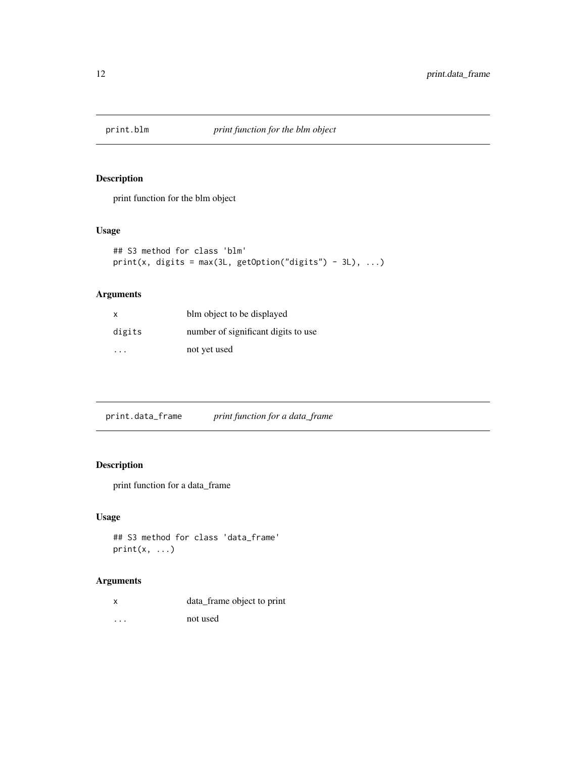## print.blm — *print function for the blm object*

### Description

print function for the blm object

### Usage

```
## S3 method for class 'blm'
print(x, digits = max(3L, getOption("digits") - 3L), ...)
```

### Arguments

| | |
|---|---|
| x | blm object to be displayed |
| digits | number of significant digits to use |
| ... | not yet used |

## print.data_frame — *print function for a data_frame*

### Description

print function for a data_frame

### Usage

```
## S3 method for class 'data_frame'
print(x, ...)
```

### Arguments

| | |
|---|---|
| x | data_frame object to print |
| ... | not used |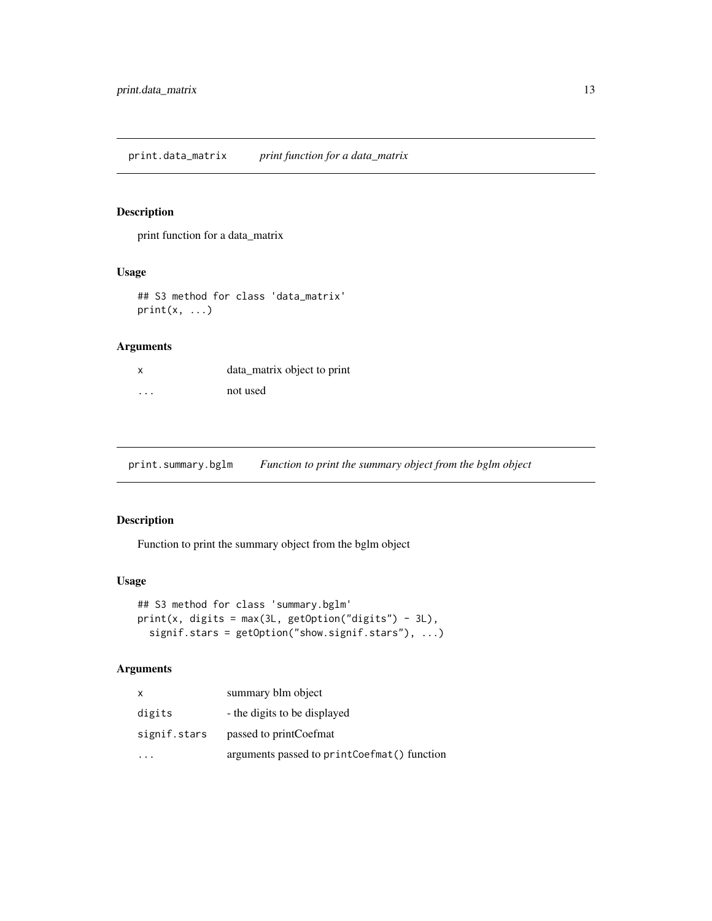## print.data_matrix *print function for a data_matrix*

### Description

print function for a data_matrix

### Usage

```
## S3 method for class 'data_matrix'
print(x, ...)
```

### Arguments

| | |
|---|---|
| x | data_matrix object to print |
| ... | not used |

## print.summary.bglm *Function to print the summary object from the bglm object*

### Description

Function to print the summary object from the bglm object

### Usage

```
## S3 method for class 'summary.bglm'
print(x, digits = max(3L, getOption("digits") - 3L),
  signif.stars = getOption("show.signif.stars"), ...)
```

### Arguments

| | |
|---|---|
| x | summary blm object |
| digits | - the digits to be displayed |
| signif.stars | passed to printCoefmat |
| ... | arguments passed to `printCoefmat()` function |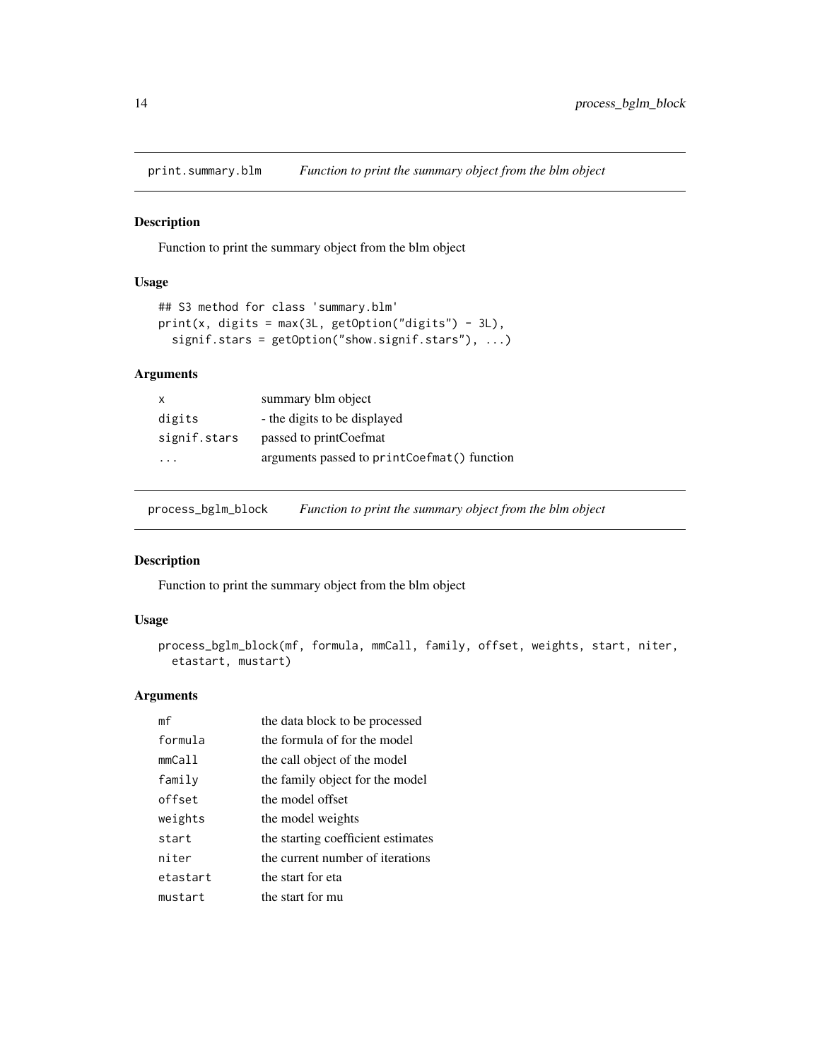## print.summary.blm — *Function to print the summary object from the blm object*

### Description

Function to print the summary object from the blm object

### Usage

```
## S3 method for class 'summary.blm'
print(x, digits = max(3L, getOption("digits") - 3L),
  signif.stars = getOption("show.signif.stars"), ...)
```

### Arguments

| | |
|---|---|
| x | summary blm object |
| digits | - the digits to be displayed |
| signif.stars | passed to printCoefmat |
| ... | arguments passed to `printCoefmat()` function |

## process_bglm_block — *Function to print the summary object from the blm object*

### Description

Function to print the summary object from the blm object

### Usage

```
process_bglm_block(mf, formula, mmCall, family, offset, weights, start, niter,
  etastart, mustart)
```

### Arguments

| | |
|---|---|
| mf | the data block to be processed |
| formula | the formula of for the model |
| mmCall | the call object of the model |
| family | the family object for the model |
| offset | the model offset |
| weights | the model weights |
| start | the starting coefficient estimates |
| niter | the current number of iterations |
| etastart | the start for eta |
| mustart | the start for mu |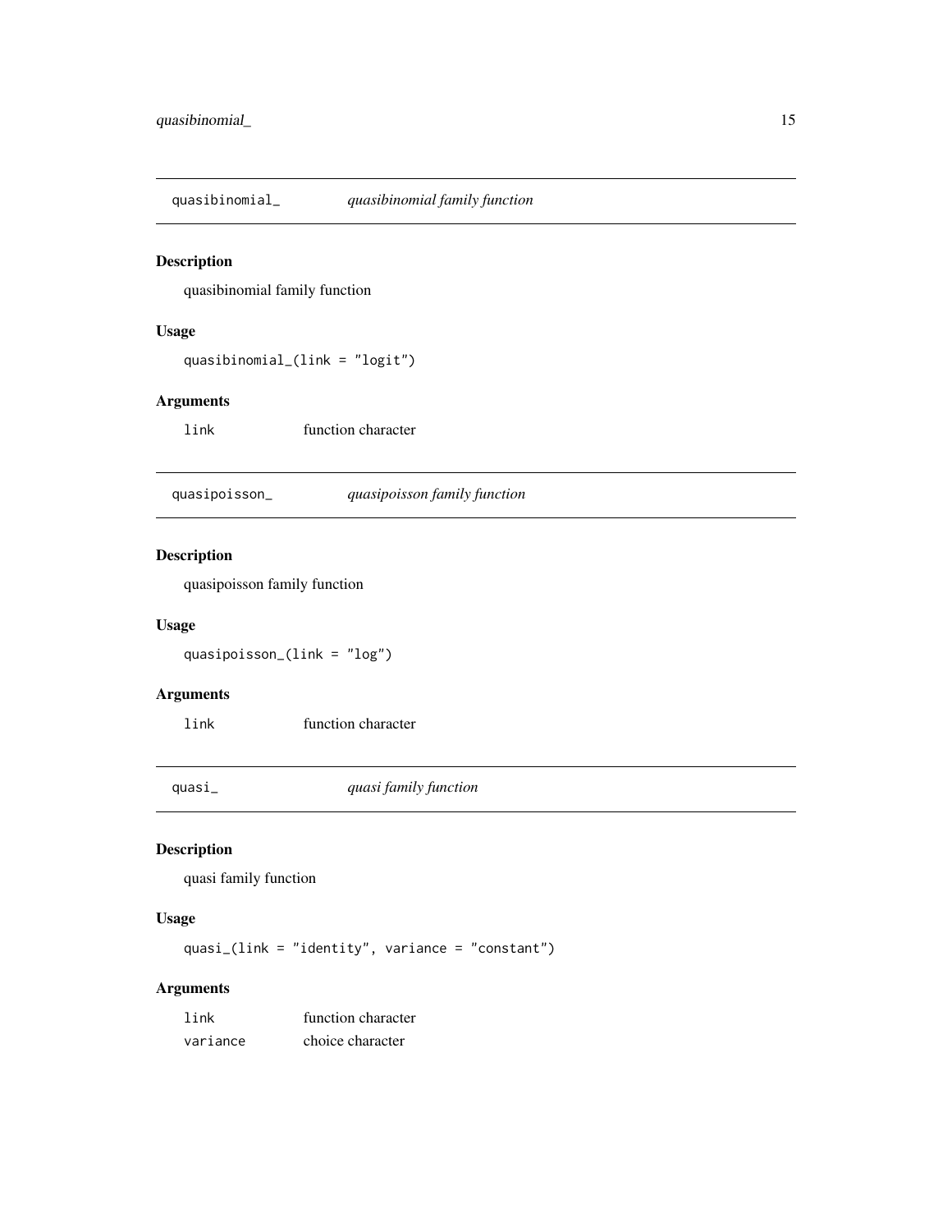## quasibinomial_ *quasibinomial family function*

### Description

quasibinomial family function

### Usage

```
quasibinomial_(link = "logit")
```

### Arguments

| | |
|---|---|
| link | function character |

## quasipoisson_ *quasipoisson family function*

### Description

quasipoisson family function

### Usage

```
quasipoisson_(link = "log")
```

### Arguments

| | |
|---|---|
| link | function character |

## quasi_ *quasi family function*

### Description

quasi family function

### Usage

```
quasi_(link = "identity", variance = "constant")
```

### Arguments

| | |
|---|---|
| link | function character |
| variance | choice character |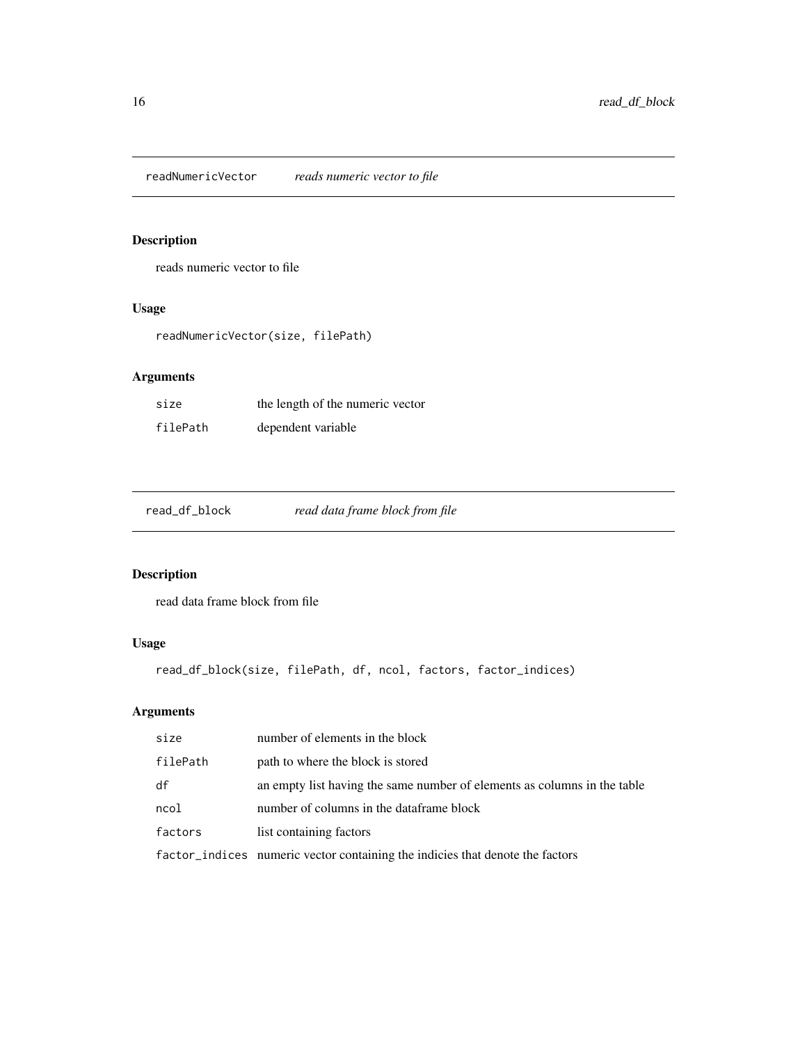## readNumericVector    *reads numeric vector to file*

### Description

reads numeric vector to file

### Usage

```
readNumericVector(size, filePath)
```

### Arguments

| | |
|---|---|
| size | the length of the numeric vector |
| filePath | dependent variable |

## read_df_block    *read data frame block from file*

### Description

read data frame block from file

### Usage

```
read_df_block(size, filePath, df, ncol, factors, factor_indices)
```

### Arguments

| | |
|---|---|
| size | number of elements in the block |
| filePath | path to where the block is stored |
| df | an empty list having the same number of elements as columns in the table |
| ncol | number of columns in the dataframe block |
| factors | list containing factors |
| factor_indices | numeric vector containing the indicies that denote the factors |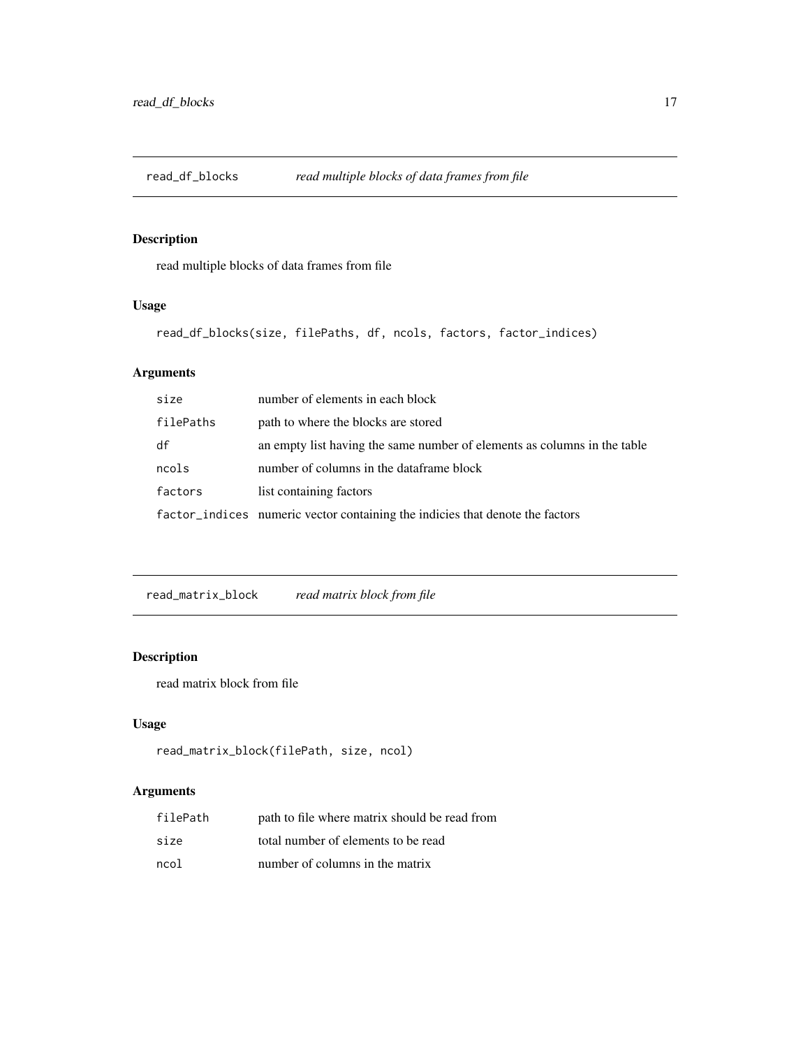## read_df_blocks *read multiple blocks of data frames from file*

### Description

read multiple blocks of data frames from file

### Usage

```
read_df_blocks(size, filePaths, df, ncols, factors, factor_indices)
```

### Arguments

| | |
|---|---|
| size | number of elements in each block |
| filePaths | path to where the blocks are stored |
| df | an empty list having the same number of elements as columns in the table |
| ncols | number of columns in the dataframe block |
| factors | list containing factors |
| factor_indices | numeric vector containing the indicies that denote the factors |

## read_matrix_block *read matrix block from file*

### Description

read matrix block from file

### Usage

```
read_matrix_block(filePath, size, ncol)
```

### Arguments

| | |
|---|---|
| filePath | path to file where matrix should be read from |
| size | total number of elements to be read |
| ncol | number of columns in the matrix |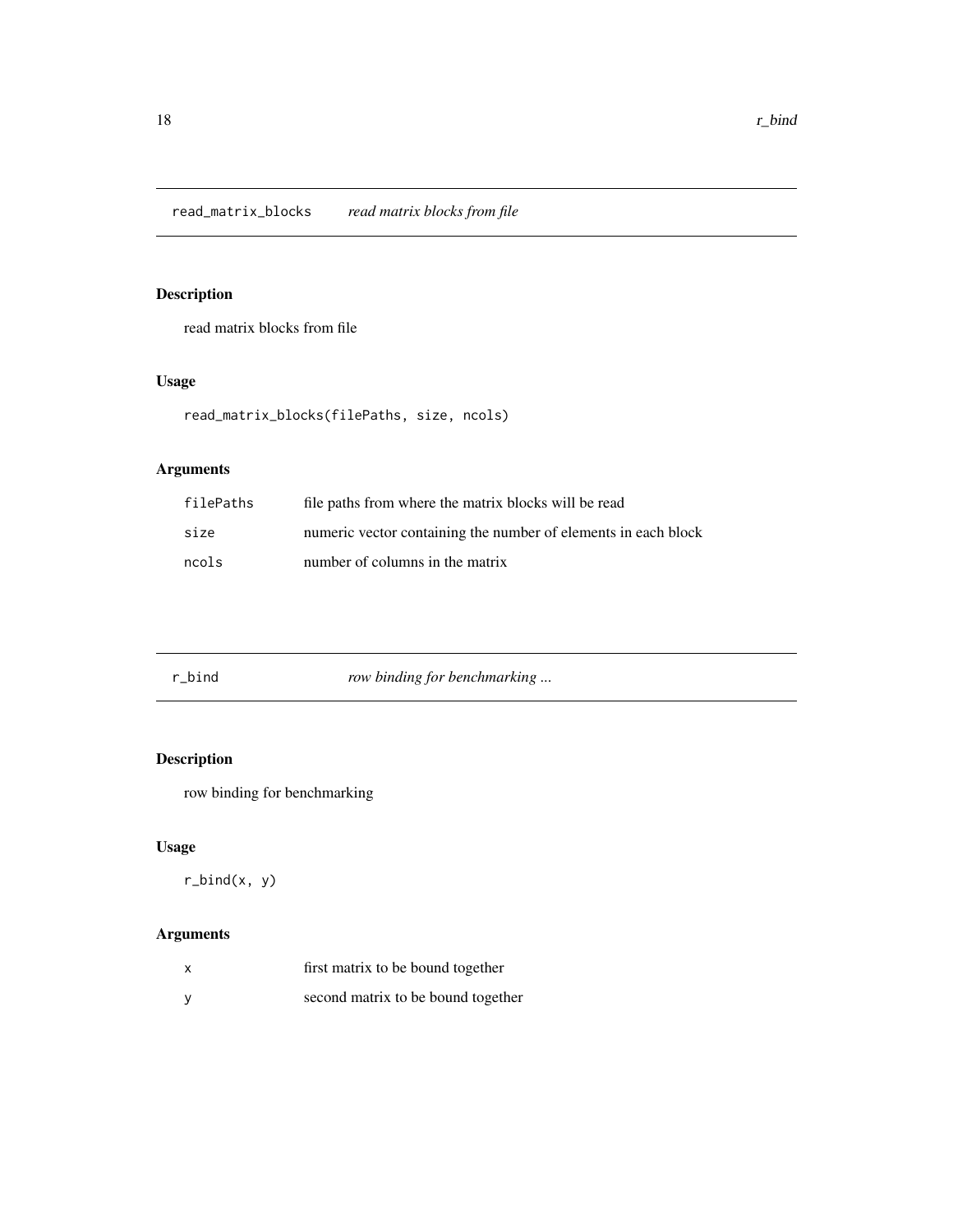## read_matrix_blocks *read matrix blocks from file*

### Description

read matrix blocks from file

### Usage

```
read_matrix_blocks(filePaths, size, ncols)
```

### Arguments

| | |
|---|---|
| filePaths | file paths from where the matrix blocks will be read |
| size | numeric vector containing the number of elements in each block |
| ncols | number of columns in the matrix |

## r_bind *row binding for benchmarking ...*

### Description

row binding for benchmarking

### Usage

```
r_bind(x, y)
```

### Arguments

| | |
|---|---|
| x | first matrix to be bound together |
| y | second matrix to be bound together |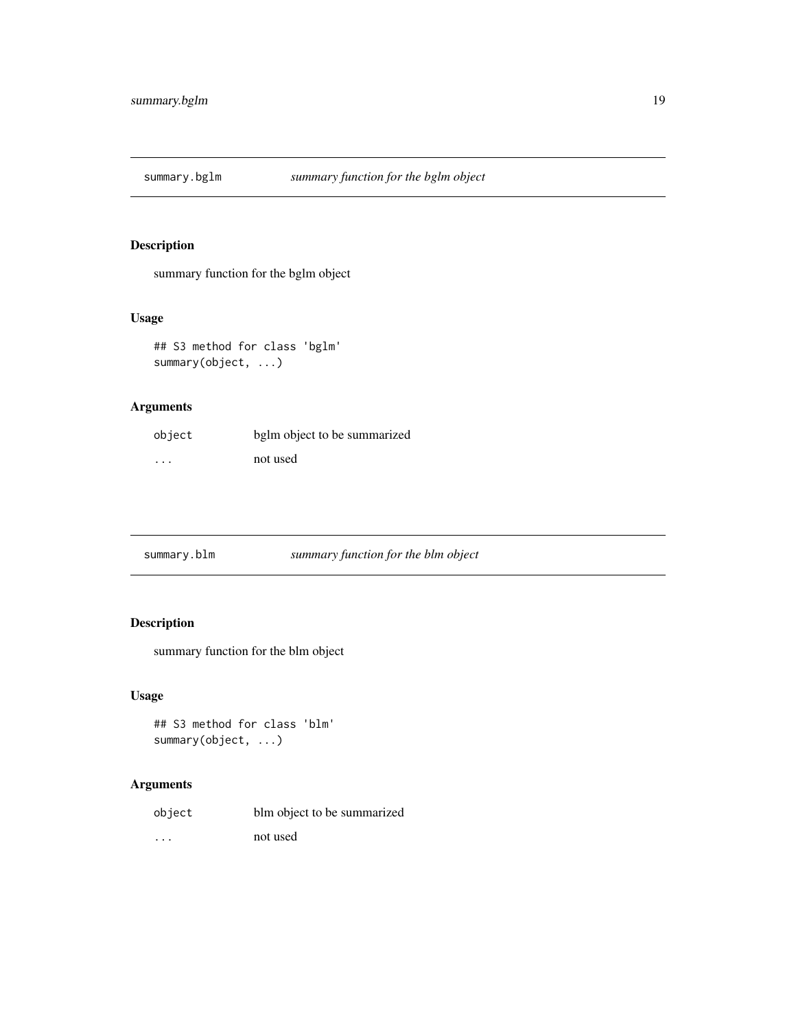## summary.bglm *summary function for the bglm object*

### Description

summary function for the bglm object

### Usage

```
## S3 method for class 'bglm'
summary(object, ...)
```

### Arguments

| | |
|---|---|
| `object` | bglm object to be summarized |
| `...` | not used |

## summary.blm *summary function for the blm object*

### Description

summary function for the blm object

### Usage

```
## S3 method for class 'blm'
summary(object, ...)
```

### Arguments

| | |
|---|---|
| `object` | blm object to be summarized |
| `...` | not used |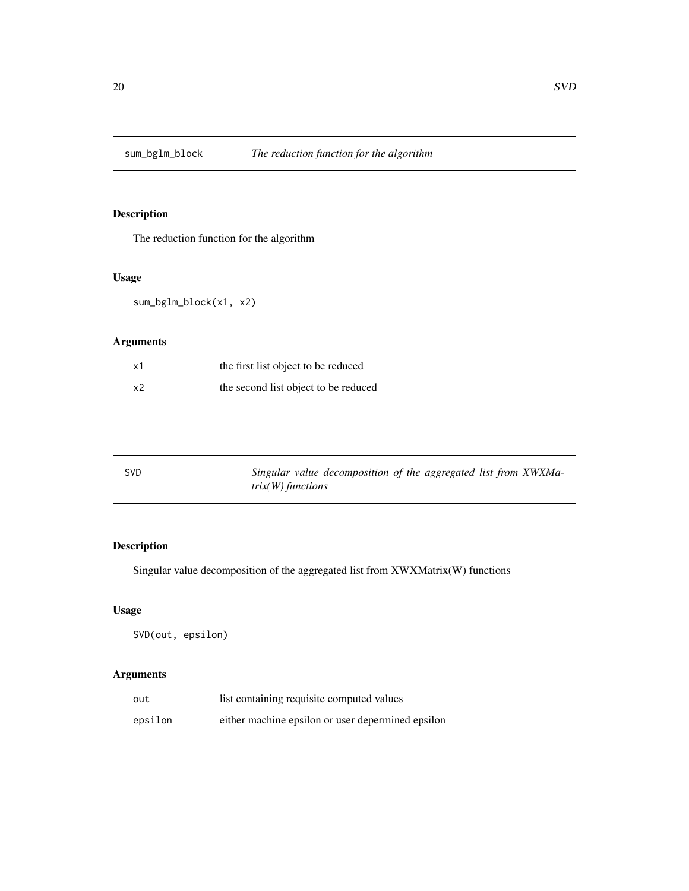## sum_bglm_block *The reduction function for the algorithm*

### Description

The reduction function for the algorithm

### Usage

```
sum_bglm_block(x1, x2)
```

### Arguments

| | |
|---|---|
| x1 | the first list object to be reduced |
| x2 | the second list object to be reduced |

## SVD *Singular value decomposition of the aggregated list from XWXMatrix(W) functions*

### Description

Singular value decomposition of the aggregated list from XWXMatrix(W) functions

### Usage

```
SVD(out, epsilon)
```

### Arguments

| | |
|---|---|
| out | list containing requisite computed values |
| epsilon | either machine epsilon or user depermined epsilon |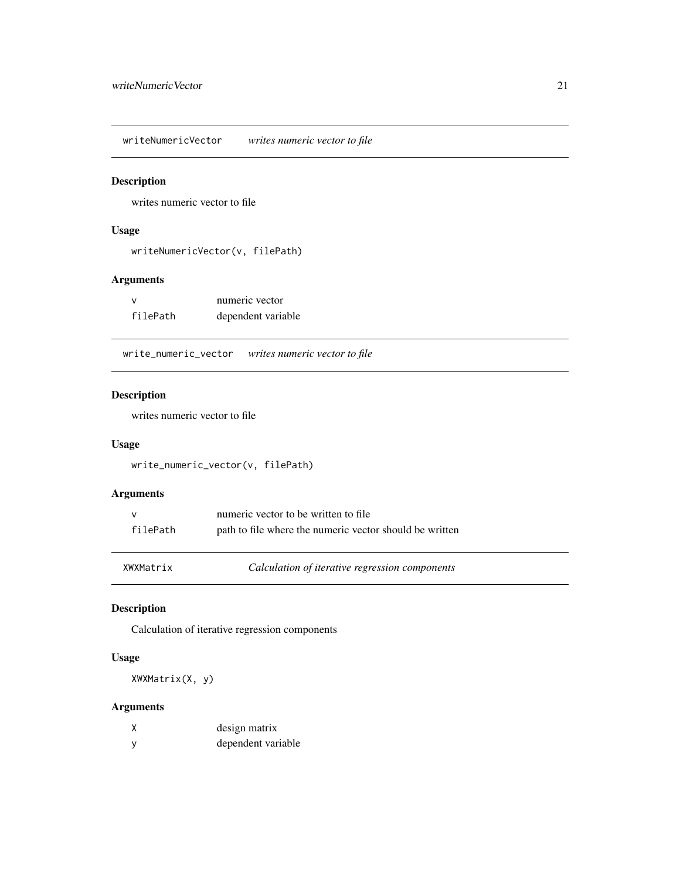## writeNumericVector — *writes numeric vector to file*

### Description

writes numeric vector to file

### Usage

```
writeNumericVector(v, filePath)
```

### Arguments

| | |
|---|---|
| `v` | numeric vector |
| `filePath` | dependent variable |

## write_numeric_vector — *writes numeric vector to file*

### Description

writes numeric vector to file

### Usage

```
write_numeric_vector(v, filePath)
```

### Arguments

| | |
|---|---|
| `v` | numeric vector to be written to file |
| `filePath` | path to file where the numeric vector should be written |

## XWXMatrix — *Calculation of iterative regression components*

### Description

Calculation of iterative regression components

### Usage

```
XWXMatrix(X, y)
```

### Arguments

| | |
|---|---|
| `X` | design matrix |
| `y` | dependent variable |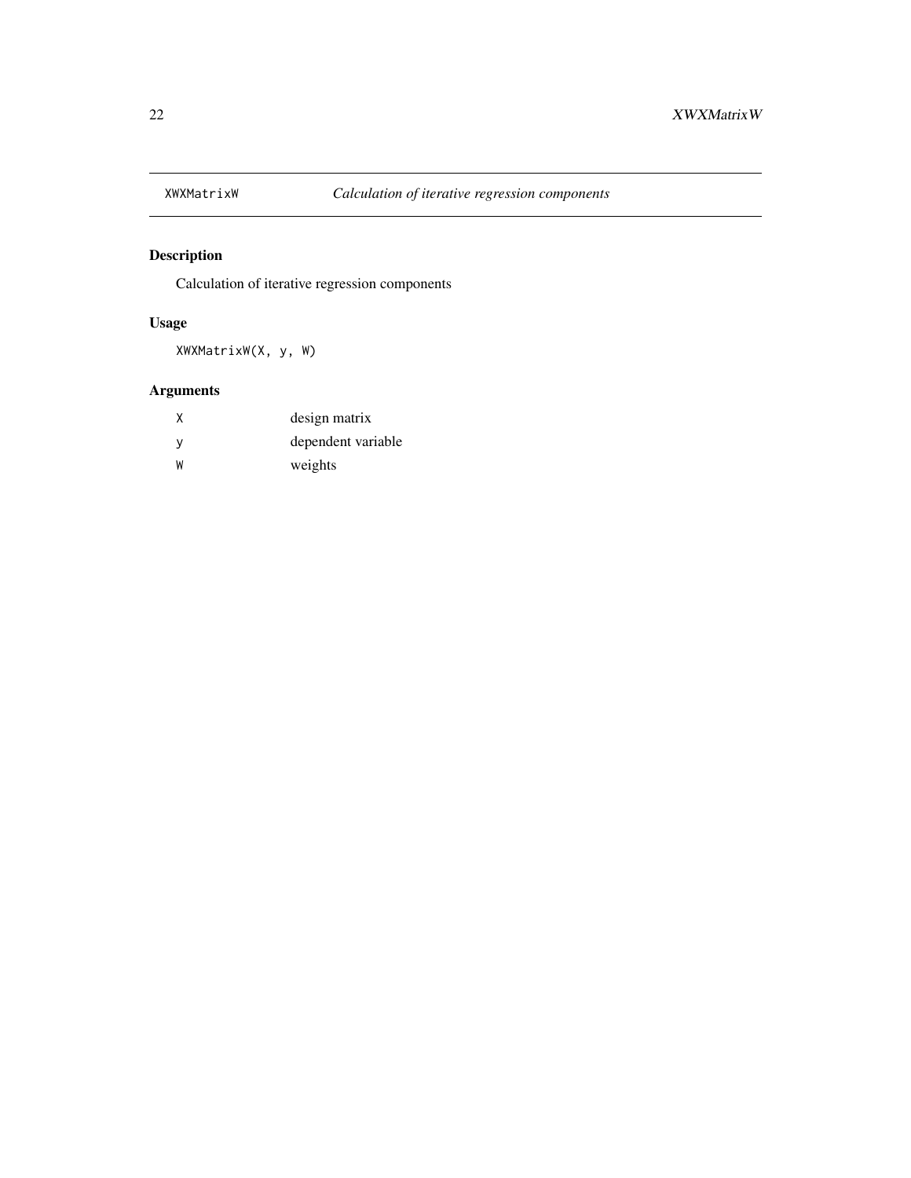# XWXMatrixW — *Calculation of iterative regression components*

## Description

Calculation of iterative regression components

## Usage

```
XWXMatrixW(X, y, W)
```

## Arguments

| | |
|---|---|
| `X` | design matrix |
| `y` | dependent variable |
| `W` | weights |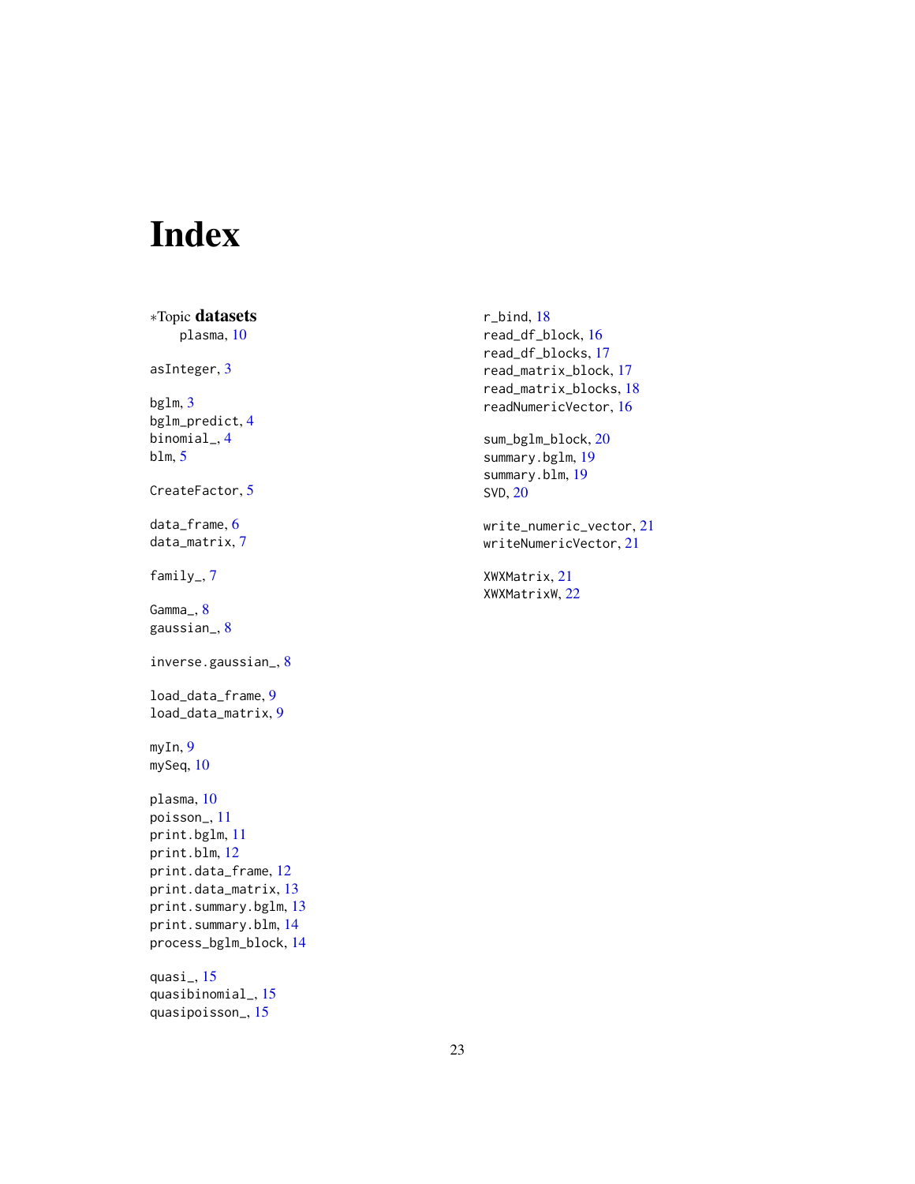# Index

*Topic **datasets**
    plasma, 10

asInteger, 3

bglm, 3
bglm_predict, 4
binomial_, 4
blm, 5

CreateFactor, 5

data_frame, 6
data_matrix, 7

family_, 7

Gamma_, 8
gaussian_, 8

inverse.gaussian_, 8

load_data_frame, 9
load_data_matrix, 9

myIn, 9
mySeq, 10

plasma, 10
poisson_, 11
print.bglm, 11
print.blm, 12
print.data_frame, 12
print.data_matrix, 13
print.summary.bglm, 13
print.summary.blm, 14
process_bglm_block, 14

quasi_, 15
quasibinomial_, 15
quasipoisson_, 15

r_bind, 18
read_df_block, 16
read_df_blocks, 17
read_matrix_block, 17
read_matrix_blocks, 18
readNumericVector, 16

sum_bglm_block, 20
summary.bglm, 19
summary.blm, 19
SVD, 20

write_numeric_vector, 21
writeNumericVector, 21

XWXMatrix, 21
XWXMatrixW, 22